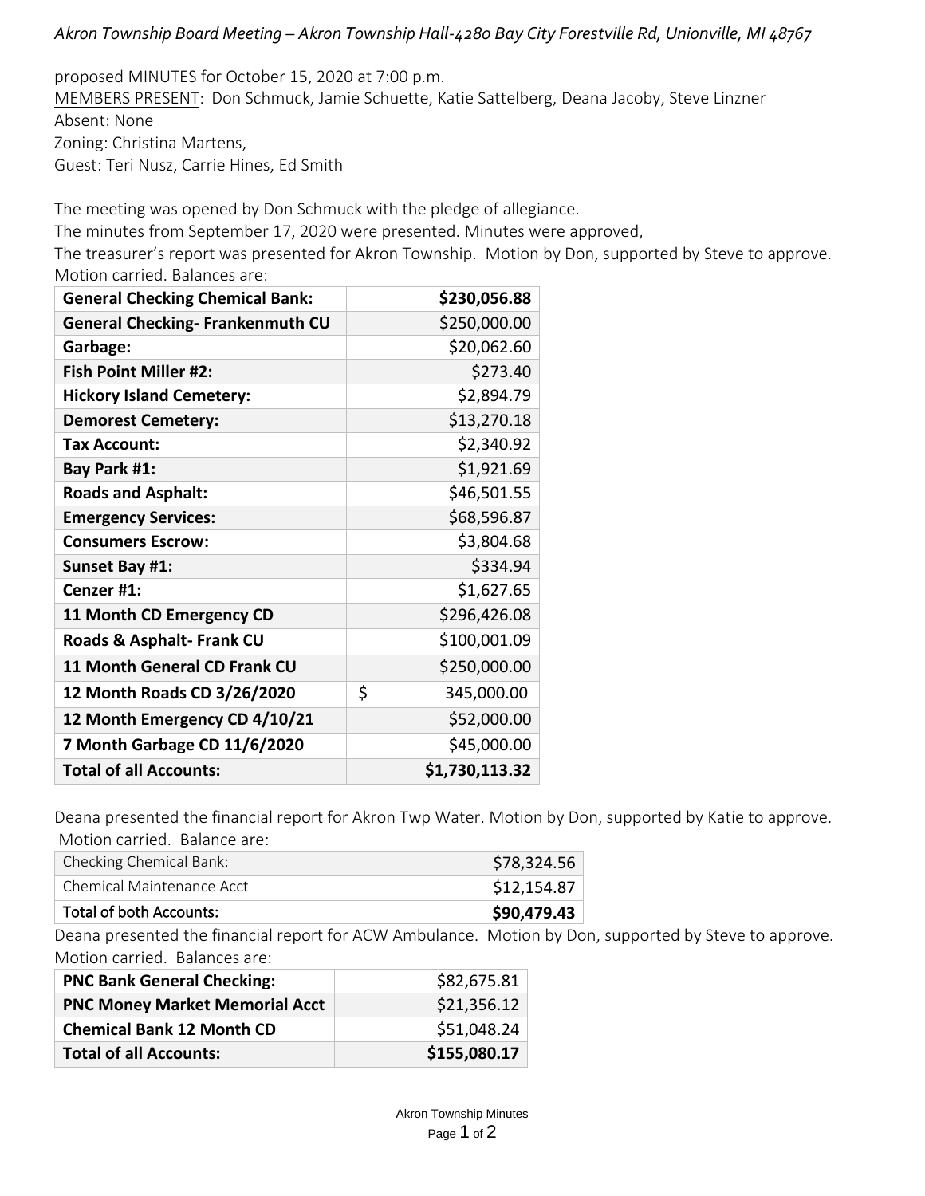*Akron Township Board Meeting – Akron Township Hall-4280 Bay City Forestville Rd, Unionville, MI 48767*

proposed MINUTES for October 15, 2020 at 7:00 p.m.

MEMBERS PRESENT: Don Schmuck, Jamie Schuette, Katie Sattelberg, Deana Jacoby, Steve Linzner

Absent: None

Zoning: Christina Martens,

Guest: Teri Nusz, Carrie Hines, Ed Smith

The meeting was opened by Don Schmuck with the pledge of allegiance.

The minutes from September 17, 2020 were presented. Minutes were approved,

The treasurer's report was presented for Akron Township. Motion by Don, supported by Steve to approve. Motion carried. Balances are:

| **General Checking Chemical Bank:** | **$230,056.88** |
|---|---|
| **General Checking- Frankenmuth CU** | $250,000.00 |
| **Garbage:** | $20,062.60 |
| **Fish Point Miller #2:** | $273.40 |
| **Hickory Island Cemetery:** | $2,894.79 |
| **Demorest Cemetery:** | $13,270.18 |
| **Tax Account:** | $2,340.92 |
| **Bay Park #1:** | $1,921.69 |
| **Roads and Asphalt:** | $46,501.55 |
| **Emergency Services:** | $68,596.87 |
| **Consumers Escrow:** | $3,804.68 |
| **Sunset Bay #1:** | $334.94 |
| **Cenzer #1:** | $1,627.65 |
| **11 Month CD Emergency CD** | $296,426.08 |
| **Roads & Asphalt- Frank CU** | $100,001.09 |
| **11 Month General CD Frank CU** | $250,000.00 |
| **12 Month Roads CD 3/26/2020** | $ 345,000.00 |
| **12 Month Emergency CD 4/10/21** | $52,000.00 |
| **7 Month Garbage CD 11/6/2020** | $45,000.00 |
| **Total of all Accounts:** | **$1,730,113.32** |

Deana presented the financial report for Akron Twp Water. Motion by Don, supported by Katie to approve. Motion carried. Balance are:

| Checking Chemical Bank: | $78,324.56 |
|---|---|
| Chemical Maintenance Acct | $12,154.87 |
| Total of both Accounts: | **$90,479.43** |

Deana presented the financial report for ACW Ambulance. Motion by Don, supported by Steve to approve. Motion carried. Balances are:

| **PNC Bank General Checking:** | $82,675.81 |
|---|---|
| **PNC Money Market Memorial Acct** | $21,356.12 |
| **Chemical Bank 12 Month CD** | $51,048.24 |
| **Total of all Accounts:** | **$155,080.17** |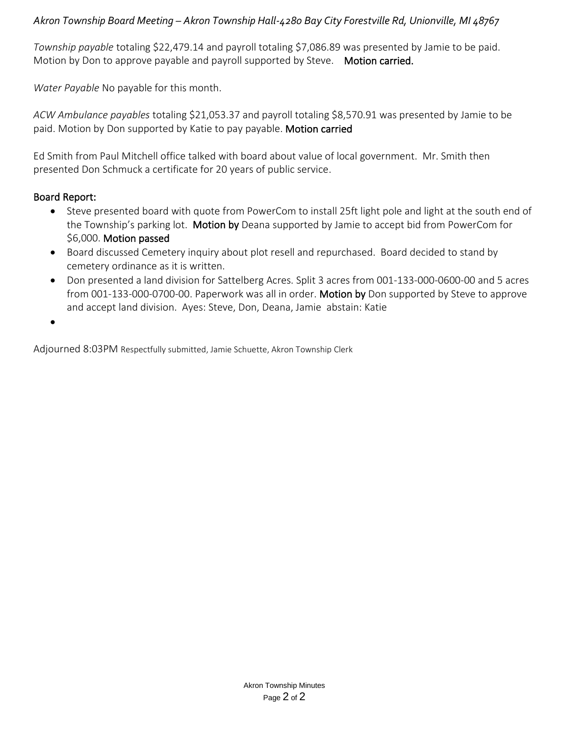*Akron Township Board Meeting – Akron Township Hall-4280 Bay City Forestville Rd, Unionville, MI 48767*

*Township payable* totaling $22,479.14 and payroll totaling $7,086.89 was presented by Jamie to be paid. Motion by Don to approve payable and payroll supported by Steve. **Motion carried.**

*Water Payable* No payable for this month.

*ACW Ambulance payables* totaling $21,053.37 and payroll totaling $8,570.91 was presented by Jamie to be paid. Motion by Don supported by Katie to pay payable. **Motion carried**

Ed Smith from Paul Mitchell office talked with board about value of local government. Mr. Smith then presented Don Schmuck a certificate for 20 years of public service.

**Board Report:**

- Steve presented board with quote from PowerCom to install 25ft light pole and light at the south end of the Township's parking lot. **Motion by** Deana supported by Jamie to accept bid from PowerCom for $6,000. **Motion passed**
- Board discussed Cemetery inquiry about plot resell and repurchased. Board decided to stand by cemetery ordinance as it is written.
- Don presented a land division for Sattelberg Acres. Split 3 acres from 001-133-000-0600-00 and 5 acres from 001-133-000-0700-00. Paperwork was all in order. **Motion by** Don supported by Steve to approve and accept land division. Ayes: Steve, Don, Deana, Jamie abstain: Katie
-

Adjourned 8:03PM Respectfully submitted, Jamie Schuette, Akron Township Clerk